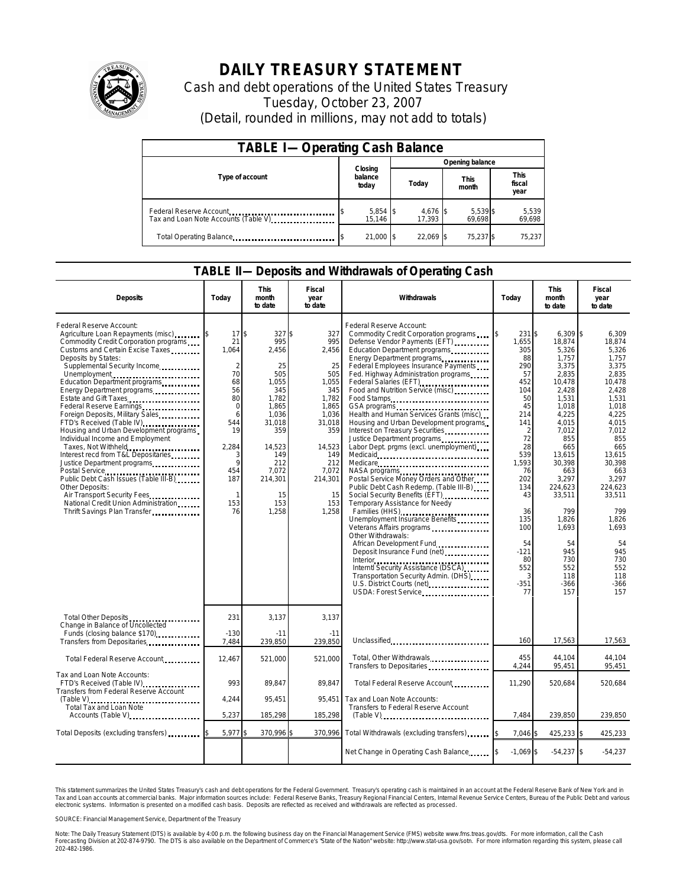# DAILY TREASURY STATEMENT

Cash and debt operations of the United States Treasury

Tuesday, October 23, 2007

(Detail, rounded in millions, may not add to totals)

## TABLE I— Operating Cash Balance

| Type of account | Closing balance today | Opening balance Today | Opening balance This month | Opening balance This fiscal year |
|---|---|---|---|---|
| Federal Reserve Account | $ 5,854 | $ 4,676 | $ 5,539 | $ 5,539 |
| Tax and Loan Note Accounts (Table V) | 15,146 | 17,393 | 69,698 | 69,698 |
| Total Operating Balance | $ 21,000 | $ 22,069 | $ 75,237 | $ 75,237 |

## TABLE II— Deposits and Withdrawals of Operating Cash

| Deposits | Today | This month to date | Fiscal year to date |
|---|---|---|---|
| Federal Reserve Account: | | | |
| Agriculture Loan Repayments (misc) | $ 17 | $ 327 | $ 327 |
| Commodity Credit Corporation programs | 21 | 995 | 995 |
| Customs and Certain Excise Taxes | 1,064 | 2,456 | 2,456 |
| Deposits by States: | | | |
| Supplemental Security Income | 2 | 25 | 25 |
| Unemployment | 70 | 505 | 505 |
| Education Department programs | 68 | 1,055 | 1,055 |
| Energy Department programs | 56 | 345 | 345 |
| Estate and Gift Taxes | 80 | 1,782 | 1,782 |
| Federal Reserve Earnings | 0 | 1,865 | 1,865 |
| Foreign Deposits, Military Sales | 6 | 1,036 | 1,036 |
| FTD's Received (Table IV) | 544 | 31,018 | 31,018 |
| Housing and Urban Development programs | 19 | 359 | 359 |
| Individual Income and Employment Taxes, Not Withheld | 2,284 | 14,523 | 14,523 |
| Interest recd from T&L Depositaries | 3 | 149 | 149 |
| Justice Department programs | 9 | 212 | 212 |
| Postal Service | 454 | 7,072 | 7,072 |
| Public Debt Cash Issues (Table III-B) | 187 | 214,301 | 214,301 |
| Other Deposits: | | | |
| Air Transport Security Fees | 1 | 15 | 15 |
| National Credit Union Administration | 153 | 153 | 153 |
| Thrift Savings Plan Transfer | 76 | 1,258 | 1,258 |
| Total Other Deposits | 231 | 3,137 | 3,137 |
| Change in Balance of Uncollected Funds (closing balance $170) | -130 | -11 | -11 |
| Transfers from Depositaries | 7,484 | 239,850 | 239,850 |
| Total Federal Reserve Account | 12,467 | 521,000 | 521,000 |
| Tax and Loan Note Accounts: | | | |
| FTD's Received (Table IV) | 993 | 89,847 | 89,847 |
| Transfers from Federal Reserve Account (Table V) | 4,244 | 95,451 | 95,451 |
| Total Tax and Loan Note Accounts (Table V) | 5,237 | 185,298 | 185,298 |
| Total Deposits (excluding transfers) | $ 5,977 | $ 370,996 | $ 370,996 |

| Withdrawals | Today | This month to date | Fiscal year to date |
|---|---|---|---|
| Federal Reserve Account: | | | |
| Commodity Credit Corporation programs | $ 231 | $ 6,309 | $ 6,309 |
| Defense Vendor Payments (EFT) | 1,655 | 18,874 | 18,874 |
| Education Department programs | 305 | 5,326 | 5,326 |
| Energy Department programs | 88 | 1,757 | 1,757 |
| Federal Employees Insurance Payments | 290 | 3,375 | 3,375 |
| Fed. Highway Administration programs | 57 | 2,835 | 2,835 |
| Federal Salaries (EFT) | 452 | 10,478 | 10,478 |
| Food and Nutrition Service (misc) | 104 | 2,428 | 2,428 |
| Food Stamps | 50 | 1,531 | 1,531 |
| GSA programs | 45 | 1,018 | 1,018 |
| Health and Human Services Grants (misc) | 214 | 4,225 | 4,225 |
| Housing and Urban Development programs | 141 | 4,015 | 4,015 |
| Interest on Treasury Securities | 2 | 7,012 | 7,012 |
| Justice Department programs | 72 | 855 | 855 |
| Labor Dept. prgms (excl. unemployment) | 28 | 665 | 665 |
| Medicaid | 539 | 13,615 | 13,615 |
| Medicare | 1,593 | 30,398 | 30,398 |
| NASA programs | 76 | 663 | 663 |
| Postal Service Money Orders and Other | 202 | 3,297 | 3,297 |
| Public Debt Cash Redemp. (Table III-B) | 134 | 224,623 | 224,623 |
| Social Security Benefits (EFT) | 43 | 33,511 | 33,511 |
| Temporary Assistance for Needy Families (HHS) | 36 | 799 | 799 |
| Unemployment Insurance Benefits | 135 | 1,826 | 1,826 |
| Veterans Affairs programs | 100 | 1,693 | 1,693 |
| Other Withdrawals: | | | |
| African Development Fund | 54 | 54 | 54 |
| Deposit Insurance Fund (net) | -121 | 945 | 945 |
| Interior | 80 | 730 | 730 |
| Internl Security Assistance (DSCA) | 552 | 552 | 552 |
| Transportation Security Admin. (DHS) | 3 | 118 | 118 |
| U.S. District Courts (net) | -351 | -366 | -366 |
| USDA: Forest Service | 77 | 157 | 157 |
| Unclassified | 160 | 17,563 | 17,563 |
| Total, Other Withdrawals | 455 | 44,104 | 44,104 |
| Transfers to Depositaries | 4,244 | 95,451 | 95,451 |
| Total Federal Reserve Account | 11,290 | 520,684 | 520,684 |
| Tax and Loan Note Accounts: | | | |
| Transfers to Federal Reserve Account (Table V) | 7,484 | 239,850 | 239,850 |
| Total Withdrawals (excluding transfers) | $ 7,046 | $ 425,233 | $ 425,233 |
| Net Change in Operating Cash Balance | $ -1,069 | $ -54,237 | $ -54,237 |

This statement summarizes the United States Treasury's cash and debt operations for the Federal Government. Treasury's operating cash is maintained in an account at the Federal Reserve Bank of New York and in Tax and Loan accounts at commercial banks. Major information sources include: Federal Reserve Banks, Treasury Regional Financial Centers, Internal Revenue Service Centers, Bureau of the Public Debt and various electronic systems. Information is presented on a modified cash basis. Deposits are reflected as received and withdrawals are reflected as processed.

SOURCE: Financial Management Service, Department of the Treasury

Note: The Daily Treasury Statement (DTS) is available by 4:00 p.m. the following business day on the Financial Management Service (FMS) website www.fms.treas.gov/dts. For more information, call the Cash Forecasting Division at 202-874-9790. The DTS is also available on the Department of Commerce's "State of the Nation" website: http://www.stat-usa.gov/sotn. For more information regarding this system, please call 202-482-1986.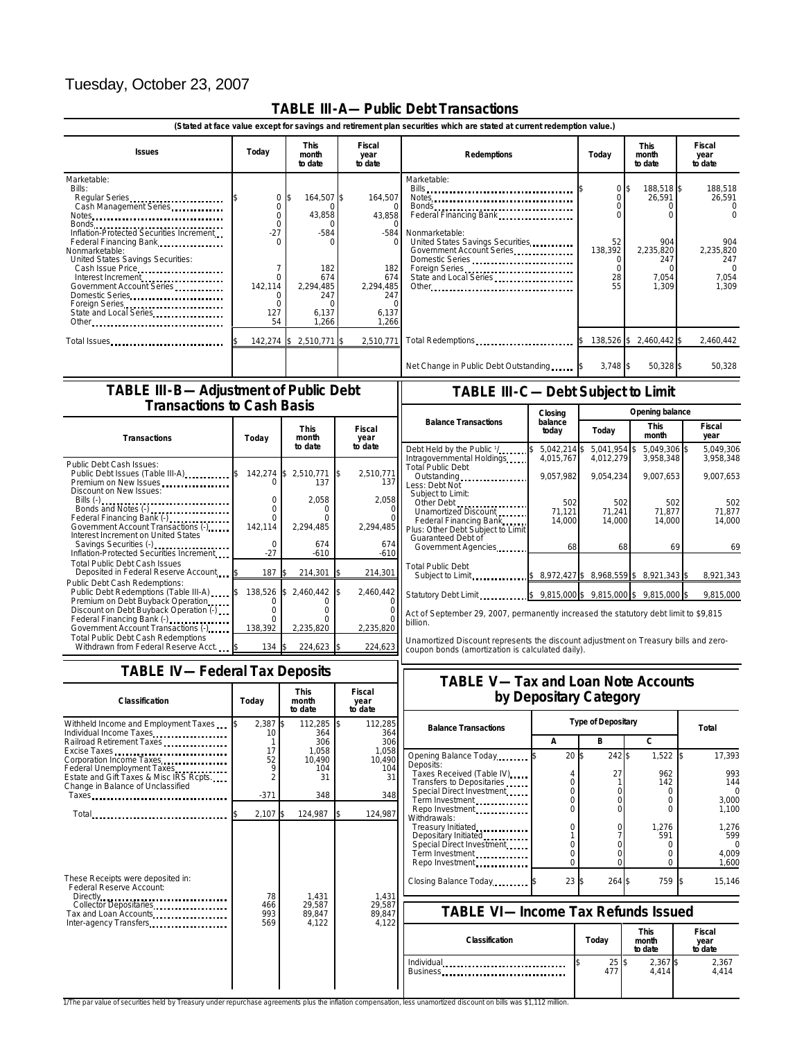Tuesday, October 23, 2007

## TABLE III-A— Public Debt Transactions

(Stated at face value except for savings and retirement plan securities which are stated at current redemption value.)

| Issues | Today | This month to date | Fiscal year to date |
|---|---|---|---|
| Marketable: | | | |
| Bills: | | | |
| Regular Series | $ 0 | $ 164,507 | $ 164,507 |
| Cash Management Series | 0 | 0 | 0 |
| Notes | 0 | 43,858 | 43,858 |
| Bonds | 0 | 0 | 0 |
| Inflation-Protected Securities Increment | -27 | -584 | -584 |
| Federal Financing Bank | 0 | 0 | 0 |
| Nonmarketable: | | | |
| United States Savings Securities: | | | |
| Cash Issue Price | 7 | 182 | 182 |
| Interest Increment | 0 | 674 | 674 |
| Government Account Series | 142,114 | 2,294,485 | 2,294,485 |
| Domestic Series | 0 | 247 | 247 |
| Foreign Series | 0 | 0 | 0 |
| State and Local Series | 127 | 6,137 | 6,137 |
| Other | 54 | 1,266 | 1,266 |
| Total Issues | $ 142,274 | $ 2,510,771 | $ 2,510,771 |

| Redemptions | Today | This month to date | Fiscal year to date |
|---|---|---|---|
| Marketable: | | | |
| Bills | $ 0 | $ 188,518 | $ 188,518 |
| Notes | 0 | 26,591 | 26,591 |
| Bonds | 0 | 0 | 0 |
| Federal Financing Bank | 0 | 0 | 0 |
| Nonmarketable: | | | |
| United States Savings Securities | 52 | 904 | 904 |
| Government Account Series | 138,392 | 2,235,820 | 2,235,820 |
| Domestic Series | 0 | 247 | 247 |
| Foreign Series | 0 | 0 | 0 |
| State and Local Series | 28 | 7,054 | 7,054 |
| Other | 55 | 1,309 | 1,309 |
| Total Redemptions | $ 138,526 | $ 2,460,442 | $ 2,460,442 |
| Net Change in Public Debt Outstanding | $ 3,748 | $ 50,328 | $ 50,328 |

## TABLE III-B— Adjustment of Public Debt Transactions to Cash Basis

| Transactions | Today | This month to date | Fiscal year to date |
|---|---|---|---|
| Public Debt Cash Issues: | | | |
| Public Debt Issues (Table III-A) | $ 142,274 | $ 2,510,771 | $ 2,510,771 |
| Premium on New Issues | 0 | 137 | 137 |
| Discount on New Issues: | | | |
| Bills (-) | 0 | 2,058 | 2,058 |
| Bonds and Notes (-) | 0 | 0 | 0 |
| Federal Financing Bank (-) | 0 | 0 | 0 |
| Government Account Transactions (-) | 142,114 | 2,294,485 | 2,294,485 |
| Interest Increment on United States Savings Securities (-) | 0 | 674 | 674 |
| Inflation-Protected Securities Increment | -27 | -610 | -610 |
| Total Public Debt Cash Issues Deposited in Federal Reserve Account | $ 187 | $ 214,301 | $ 214,301 |
| Public Debt Cash Redemptions: | | | |
| Public Debt Redemptions (Table III-A) | $ 138,526 | $ 2,460,442 | $ 2,460,442 |
| Premium on Debt Buyback Operation | 0 | 0 | 0 |
| Discount on Debt Buyback Operation (-) | 0 | 0 | 0 |
| Federal Financing Bank (-) | 0 | 0 | 0 |
| Government Account Transactions (-) | 138,392 | 2,235,820 | 2,235,820 |
| Total Public Debt Cash Redemptions Withdrawn from Federal Reserve Acct. | $ 134 | $ 224,623 | $ 224,623 |

## TABLE III-C— Debt Subject to Limit

| Balance Transactions | Closing balance today | Opening balance Today | Opening balance This month | Opening balance Fiscal year |
|---|---|---|---|---|
| Debt Held by the Public [1] | $ 5,042,214 | $ 5,041,954 | $ 5,049,306 | $ 5,049,306 |
| Intragovernmental Holdings | 4,015,767 | 4,012,279 | 3,958,348 | 3,958,348 |
| Total Public Debt Outstanding | 9,057,982 | 9,054,234 | 9,007,653 | 9,007,653 |
| Less: Debt Not Subject to Limit: | | | | |
| Other Debt | 502 | 502 | 502 | 502 |
| Unamortized Discount | 71,121 | 71,241 | 71,877 | 71,877 |
| Federal Financing Bank | 14,000 | 14,000 | 14,000 | 14,000 |
| Plus: Other Debt Subject to Limit Guaranteed Debt of Government Agencies | 68 | 68 | 69 | 69 |
| Total Public Debt Subject to Limit | $ 8,972,427 | $ 8,968,559 | $ 8,921,343 | $ 8,921,343 |
| Statutory Debt Limit | $ 9,815,000 | $ 9,815,000 | $ 9,815,000 | $ 9,815,000 |

Act of September 29, 2007, permanently increased the statutory debt limit to $9,815 billion.

Unamortized Discount represents the discount adjustment on Treasury bills and zero-coupon bonds (amortization is calculated daily).

## TABLE IV— Federal Tax Deposits

| Classification | Today | This month to date | Fiscal year to date |
|---|---|---|---|
| Withheld Income and Employment Taxes | $ 2,387 | $ 112,285 | $ 112,285 |
| Individual Income Taxes | 10 | 364 | 364 |
| Railroad Retirement Taxes | 1 | 306 | 306 |
| Excise Taxes | 17 | 1,058 | 1,058 |
| Corporation Income Taxes | 52 | 10,490 | 10,490 |
| Federal Unemployment Taxes | 9 | 104 | 104 |
| Estate and Gift Taxes & Misc IRS Rcpts. | 2 | 31 | 31 |
| Change in Balance of Unclassified Taxes | -371 | 348 | 348 |
| Total | $ 2,107 | $ 124,987 | $ 124,987 |
| These Receipts were deposited in: | | | |
| Federal Reserve Account: | | | |
| Directly | 78 | 1,431 | 1,431 |
| Collector Depositaries | 466 | 29,587 | 29,587 |
| Tax and Loan Accounts | 993 | 89,847 | 89,847 |
| Inter-agency Transfers | 569 | 4,122 | 4,122 |

## TABLE V— Tax and Loan Note Accounts by Depositary Category

| Balance Transactions | Type of Depositary A | B | C | Total |
|---|---|---|---|---|
| Opening Balance Today | $ 20 | $ 242 | $ 1,522 | $ 17,393 |
| Deposits: | | | | |
| Taxes Received (Table IV) | 4 | 27 | 962 | 993 |
| Transfers to Depositaries | 0 | 1 | 142 | 144 |
| Special Direct Investment | 0 | 0 | 0 | 0 |
| Term Investment | 0 | 0 | 0 | 3,000 |
| Repo Investment | 0 | 0 | 0 | 1,100 |
| Withdrawals: | | | | |
| Treasury Initiated | 0 | 0 | 1,276 | 1,276 |
| Depositary Initiated | 1 | 7 | 591 | 599 |
| Special Direct Investment | 0 | 0 | 0 | 0 |
| Term Investment | 0 | 0 | 0 | 4,009 |
| Repo Investment | 0 | 0 | 0 | 1,600 |
| Closing Balance Today | $ 23 | $ 264 | $ 759 | $ 15,146 |

## TABLE VI— Income Tax Refunds Issued

| Classification | Today | This month to date | Fiscal year to date |
|---|---|---|---|
| Individual | $ 25 | $ 2,367 | $ 2,367 |
| Business | 477 | 4,414 | 4,414 |

1/The par value of securities held by Treasury under repurchase agreements plus the inflation compensation, less unamortized discount on bills was $1,112 million.